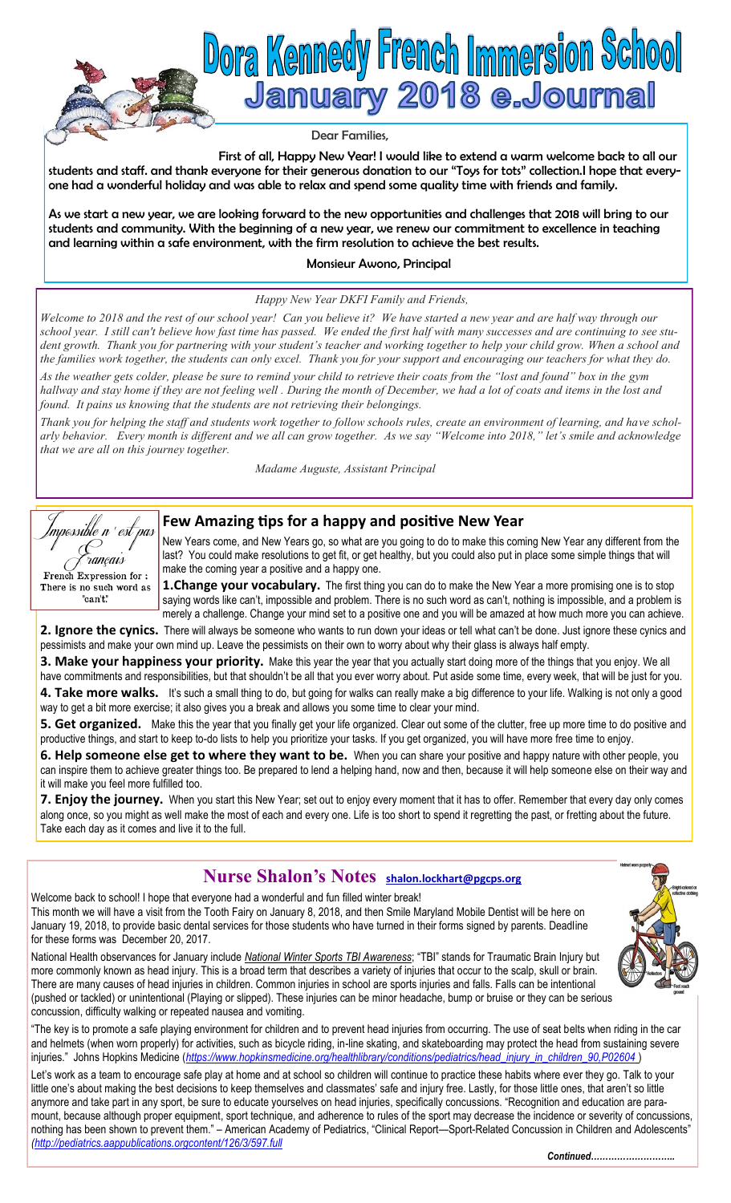# Dora Kennedy French Immersion School
## January 2018 e.Journal

Dear Families,

First of all, Happy New Year! I would like to extend a warm welcome back to all our students and staff. and thank everyone for their generous donation to our "Toys for tots" collection.I hope that everyone had a wonderful holiday and was able to relax and spend some quality time with friends and family.

As we start a new year, we are looking forward to the new opportunities and challenges that 2018 will bring to our students and community. With the beginning of a new year, we renew our commitment to excellence in teaching and learning within a safe environment, with the firm resolution to achieve the best results.

Monsieur Awono, Principal

*Happy New Year DKFI Family and Friends,*

*Welcome to 2018 and the rest of our school year! Can you believe it? We have started a new year and are half way through our school year. I still can't believe how fast time has passed. We ended the first half with many successes and are continuing to see student growth. Thank you for partnering with your student's teacher and working together to help your child grow. When a school and the families work together, the students can only excel. Thank you for your support and encouraging our teachers for what they do.*

*As the weather gets colder, please be sure to remind your child to retrieve their coats from the "lost and found" box in the gym hallway and stay home if they are not feeling well . During the month of December, we had a lot of coats and items in the lost and found. It pains us knowing that the students are not retrieving their belongings.*

*Thank you for helping the staff and students work together to follow schools rules, create an environment of learning, and have scholarly behavior. Every month is different and we all can grow together. As we say "Welcome into 2018," let's smile and acknowledge that we are all on this journey together.*

*Madame Auguste, Assistant Principal*

*Impossible n'est pas Français*

French Expression for : There is no such word as "can't."

## Few Amazing tips for a happy and positive New Year

New Years come, and New Years go, so what are you going to do to make this coming New Year any different from the last? You could make resolutions to get fit, or get healthy, but you could also put in place some simple things that will make the coming year a positive and a happy one.

**1.Change your vocabulary.** The first thing you can do to make the New Year a more promising one is to stop saying words like can't, impossible and problem. There is no such word as can't, nothing is impossible, and a problem is merely a challenge. Change your mind set to a positive one and you will be amazed at how much more you can achieve.

**2. Ignore the cynics.** There will always be someone who wants to run down your ideas or tell what can't be done. Just ignore these cynics and pessimists and make your own mind up. Leave the pessimists on their own to worry about why their glass is always half empty.

**3. Make your happiness your priority.** Make this year the year that you actually start doing more of the things that you enjoy. We all have commitments and responsibilities, but that shouldn't be all that you ever worry about. Put aside some time, every week, that will be just for you.

**4. Take more walks.** It's such a small thing to do, but going for walks can really make a big difference to your life. Walking is not only a good way to get a bit more exercise; it also gives you a break and allows you some time to clear your mind.

**5. Get organized.** Make this the year that you finally get your life organized. Clear out some of the clutter, free up more time to do positive and productive things, and start to keep to-do lists to help you prioritize your tasks. If you get organized, you will have more free time to enjoy.

**6. Help someone else get to where they want to be.** When you can share your positive and happy nature with other people, you can inspire them to achieve greater things too. Be prepared to lend a helping hand, now and then, because it will help someone else on their way and it will make you feel more fulfilled too.

**7. Enjoy the journey.** When you start this New Year; set out to enjoy every moment that it has to offer. Remember that every day only comes along once, so you might as well make the most of each and every one. Life is too short to spend it regretting the past, or fretting about the future. Take each day as it comes and live it to the full.

## Nurse Shalon's Notes shalon.lockhart@pgcps.org

Welcome back to school! I hope that everyone had a wonderful and fun filled winter break!

This month we will have a visit from the Tooth Fairy on January 8, 2018, and then Smile Maryland Mobile Dentist will be here on January 19, 2018, to provide basic dental services for those students who have turned in their forms signed by parents. Deadline for these forms was December 20, 2017.

National Health observances for January include *National Winter Sports TBI Awareness*; "TBI" stands for Traumatic Brain Injury but more commonly known as head injury. This is a broad term that describes a variety of injuries that occur to the scalp, skull or brain. There are many causes of head injuries in children. Common injuries in school are sports injuries and falls. Falls can be intentional (pushed or tackled) or unintentional (Playing or slipped). These injuries can be minor headache, bump or bruise or they can be serious concussion, difficulty walking or repeated nausea and vomiting.

"The key is to promote a safe playing environment for children and to prevent head injuries from occurring. The use of seat belts when riding in the car and helmets (when worn properly) for activities, such as bicycle riding, in-line skating, and skateboarding may protect the head from sustaining severe injuries." Johns Hopkins Medicine (*https://www.hopkinsmedicine.org/healthlibrary/conditions/pediatrics/head_injury_in_children_90,P02604* )

Let's work as a team to encourage safe play at home and at school so children will continue to practice these habits where ever they go. Talk to your little one's about making the best decisions to keep themselves and classmates' safe and injury free. Lastly, for those little ones, that aren't so little anymore and take part in any sport, be sure to educate yourselves on head injuries, specifically concussions. "Recognition and education are paramount, because although proper equipment, sport technique, and adherence to rules of the sport may decrease the incidence or severity of concussions, nothing has been shown to prevent them." – American Academy of Pediatrics, "Clinical Report—Sport-Related Concussion in Children and Adolescents" *(http://pediatrics.aappublications.orgcontent/126/3/597.full*

*Continued……………………..*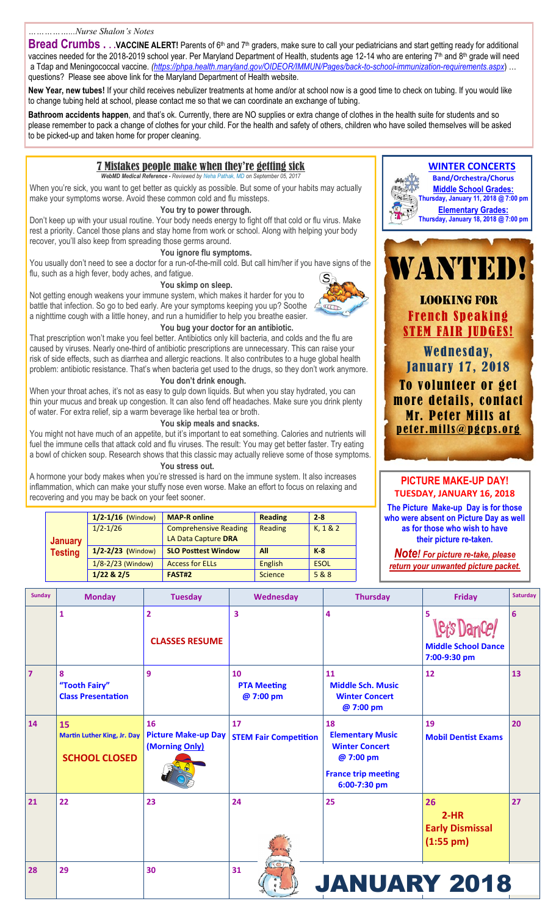*……………..Nurse Shalon's Notes*

**Bread Crumbs . . .VACCINE ALERT!** Parents of 6th and 7th graders, make sure to call your pediatricians and start getting ready for additional vaccines needed for the 2018-2019 school year. Per Maryland Department of Health, students age 12-14 who are entering 7th and 8th grade will need a Tdap and Meningococcal vaccine. *(https://phpa.health.maryland.gov/OIDEOR/IMMUN/Pages/back-to-school-immunization-requirements.aspx)* … questions? Please see above link for the Maryland Department of Health website.

**New Year, new tubes!** If your child receives nebulizer treatments at home and/or at school now is a good time to check on tubing. If you would like to change tubing held at school, please contact me so that we can coordinate an exchange of tubing.

**Bathroom accidents happen**, and that's ok. Currently, there are NO supplies or extra change of clothes in the health suite for students and so please remember to pack a change of clothes for your child. For the health and safety of others, children who have soiled themselves will be asked to be picked-up and taken home for proper cleaning.

## 7 Mistakes people make when they're getting sick

***WebMD Medical Reference - Reviewed by Neha Pathak, MD on September 05, 2017***

When you're sick, you want to get better as quickly as possible. But some of your habits may actually make your symptoms worse. Avoid these common cold and flu missteps.

**You try to power through.**

Don't keep up with your usual routine. Your body needs energy to fight off that cold or flu virus. Make rest a priority. Cancel those plans and stay home from work or school. Along with helping your body recover, you'll also keep from spreading those germs around.

**You ignore flu symptoms.**

You usually don't need to see a doctor for a run-of-the-mill cold. But call him/her if you have signs of the flu, such as a high fever, body aches, and fatigue.

**You skimp on sleep.**

Not getting enough weakens your immune system, which makes it harder for you to battle that infection. So go to bed early. Are your symptoms keeping you up? Soothe a nighttime cough with a little honey, and run a humidifier to help you breathe easier.

**You bug your doctor for an antibiotic.**

That prescription won't make you feel better. Antibiotics only kill bacteria, and colds and the flu are caused by viruses. Nearly one-third of antibiotic prescriptions are unnecessary. This can raise your risk of side effects, such as diarrhea and allergic reactions. It also contributes to a huge global health problem: antibiotic resistance. That's when bacteria get used to the drugs, so they don't work anymore.

**You don't drink enough.**

When your throat aches, it's not as easy to gulp down liquids. But when you stay hydrated, you can thin your mucus and break up congestion. It can also fend off headaches. Make sure you drink plenty of water. For extra relief, sip a warm beverage like herbal tea or broth.

**You skip meals and snacks.**

You might not have much of an appetite, but it's important to eat something. Calories and nutrients will fuel the immune cells that attack cold and flu viruses. The result: You may get better faster. Try eating a bowl of chicken soup. Research shows that this classic may actually relieve some of those symptoms.

**You stress out.**

A hormone your body makes when you're stressed is hard on the immune system. It also increases inflammation, which can make your stuffy nose even worse. Make an effort to focus on relaxing and recovering and you may be back on your feet sooner.

| | | | | |
|---|---|---|---|---|
| **January Testing** | **1/2-1/16 (Window)** | **MAP-R online** | **Reading** | **2-8** |
| | 1/2-1/26 | Comprehensive Reading LA Data Capture **DRA** | Reading | K, 1 & 2 |
| | **1/2-2/23 (Window)** | **SLO Posttest Window** | **All** | **K-8** |
| | 1/8-2/23 (Window) | Access for ELLs | English | ESOL |
| | **1/22 & 2/5** | **FAST#2** | Science | 5 & 8 |

## WINTER CONCERTS

**Band/Orchestra/Chorus**

**Middle School Grades:**
**Thursday, January 11, 2018 @ 7:00 pm**

**Elementary Grades:**
**Thursday, January 18, 2018 @ 7:00 pm**

# WANTED!

**LOOKING FOR French Speaking STEM FAIR JUDGES!**

**Wednesday, January 17, 2018**

**To volunteer or get more details, contact Mr. Peter Mills at peter.mills@pgcps.org**

## PICTURE MAKE-UP DAY!

**TUESDAY, JANUARY 16, 2018**

**The Picture Make-up Day is for those who were absent on Picture Day as well as for those who wish to have their picture re-taken.**

***Note! For picture re-take, please return your unwanted picture packet.***

# JANUARY 2018

| Sunday | Monday | Tuesday | Wednesday | Thursday | Friday | Saturday |
|---|---|---|---|---|---|---|
| | 1 | 2 **CLASSES RESUME** | 3 | 4 | 5 Let's Dance! **Middle School Dance 7:00-9:30 pm** | 6 |
| 7 | 8 **"Tooth Fairy" Class Presentation** | 9 | 10 **PTA Meeting @ 7:00 pm** | 11 **Middle Sch. Music Winter Concert @ 7:00 pm** | 12 | 13 |
| 14 | 15 **Martin Luther King, Jr. Day SCHOOL CLOSED** | 16 **Picture Make-up Day (Morning Only)** | 17 **STEM Fair Competition** | 18 **Elementary Music Winter Concert @ 7:00 pm France trip meeting 6:00-7:30 pm** | 19 **Mobil Dentist Exams** | 20 |
| 21 | 22 | 23 | 24 | 25 | 26 **2-HR Early Dismissal (1:55 pm)** | 27 |
| 28 | 29 | 30 | 31 | | | |